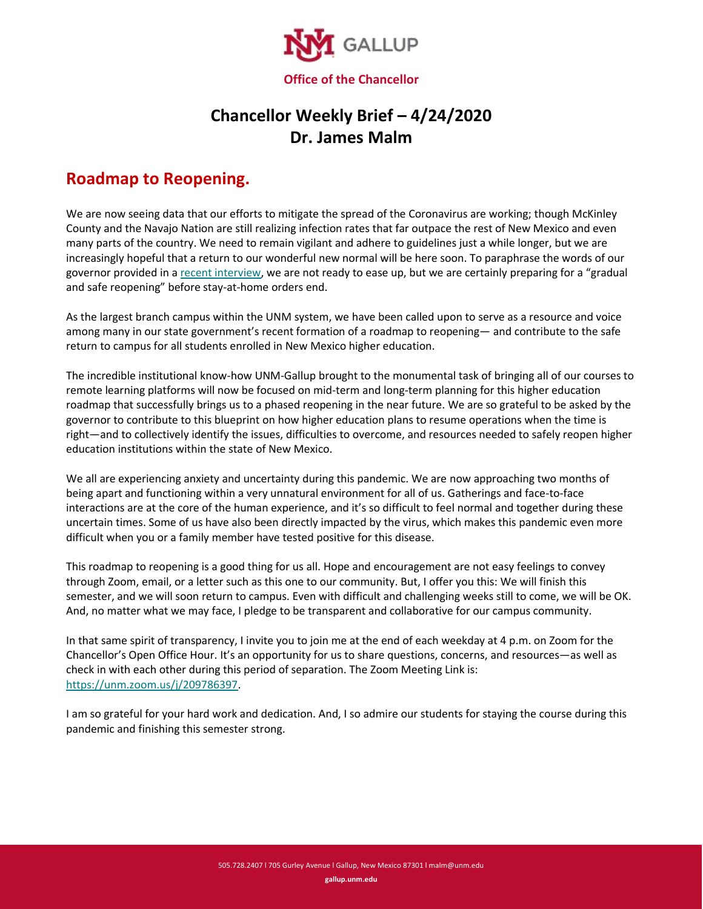UNM GALLUP

**Office of the Chancellor**

# Chancellor Weekly Brief – 4/24/2020
# Dr. James Malm

## Roadmap to Reopening.

We are now seeing data that our efforts to mitigate the spread of the Coronavirus are working; though McKinley County and the Navajo Nation are still realizing infection rates that far outpace the rest of New Mexico and even many parts of the country. We need to remain vigilant and adhere to guidelines just a while longer, but we are increasingly hopeful that a return to our wonderful new normal will be here soon. To paraphrase the words of our governor provided in a recent interview, we are not ready to ease up, but we are certainly preparing for a "gradual and safe reopening" before stay-at-home orders end.

As the largest branch campus within the UNM system, we have been called upon to serve as a resource and voice among many in our state government's recent formation of a roadmap to reopening— and contribute to the safe return to campus for all students enrolled in New Mexico higher education.

The incredible institutional know-how UNM-Gallup brought to the monumental task of bringing all of our courses to remote learning platforms will now be focused on mid-term and long-term planning for this higher education roadmap that successfully brings us to a phased reopening in the near future. We are so grateful to be asked by the governor to contribute to this blueprint on how higher education plans to resume operations when the time is right—and to collectively identify the issues, difficulties to overcome, and resources needed to safely reopen higher education institutions within the state of New Mexico.

We all are experiencing anxiety and uncertainty during this pandemic. We are now approaching two months of being apart and functioning within a very unnatural environment for all of us. Gatherings and face-to-face interactions are at the core of the human experience, and it's so difficult to feel normal and together during these uncertain times. Some of us have also been directly impacted by the virus, which makes this pandemic even more difficult when you or a family member have tested positive for this disease.

This roadmap to reopening is a good thing for us all. Hope and encouragement are not easy feelings to convey through Zoom, email, or a letter such as this one to our community. But, I offer you this: We will finish this semester, and we will soon return to campus. Even with difficult and challenging weeks still to come, we will be OK. And, no matter what we may face, I pledge to be transparent and collaborative for our campus community.

In that same spirit of transparency, I invite you to join me at the end of each weekday at 4 p.m. on Zoom for the Chancellor's Open Office Hour. It's an opportunity for us to share questions, concerns, and resources—as well as check in with each other during this period of separation. The Zoom Meeting Link is: https://unm.zoom.us/j/209786397.

I am so grateful for your hard work and dedication. And, I so admire our students for staying the course during this pandemic and finishing this semester strong.

505.728.2407 l 705 Gurley Avenue l Gallup, New Mexico 87301 l malm@unm.edu

gallup.unm.edu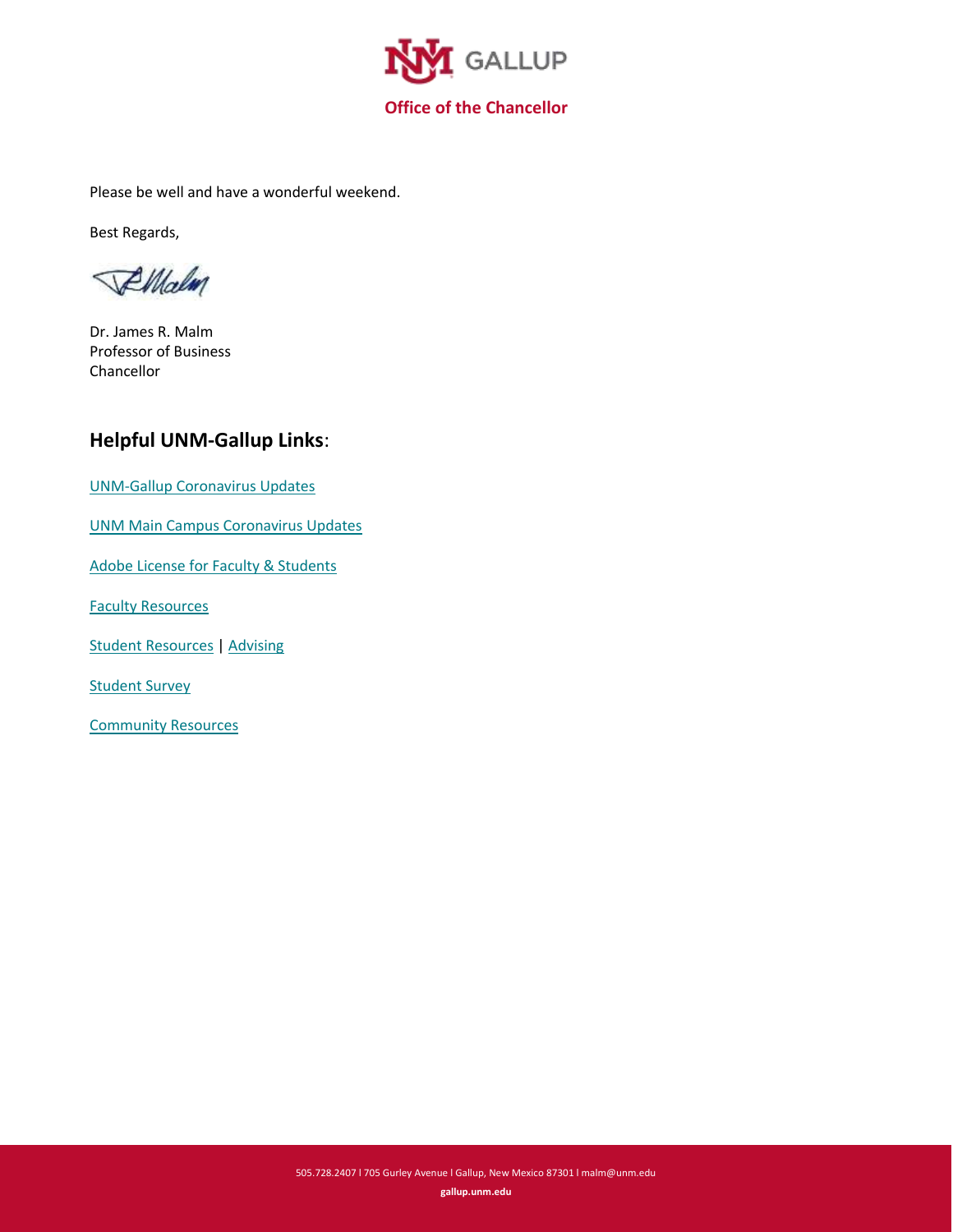Please be well and have a wonderful weekend.

Best Regards,

Dr. James R. Malm
Professor of Business
Chancellor

## **Helpful UNM-Gallup Links**:

UNM-Gallup Coronavirus Updates

UNM Main Campus Coronavirus Updates

Adobe License for Faculty & Students

Faculty Resources

Student Resources | Advising

Student Survey

Community Resources